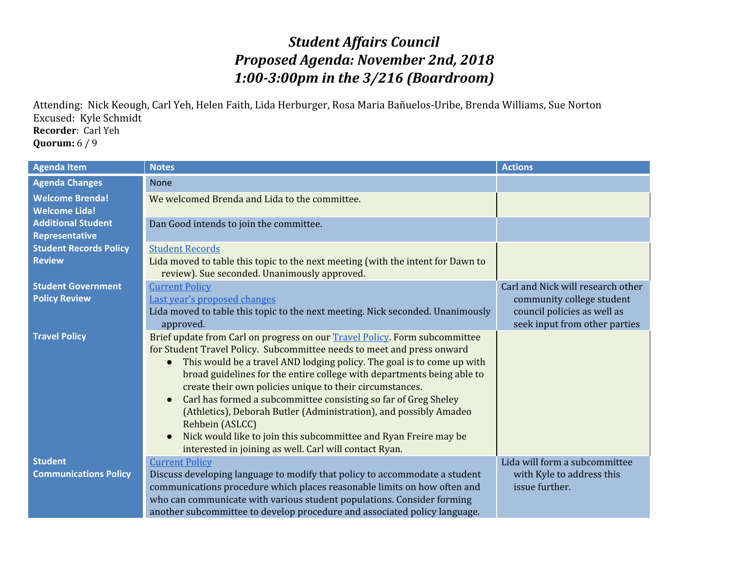# *Student Affairs Council*
# *Proposed Agenda: November 2nd, 2018*
# *1:00-3:00pm in the 3/216 (Boardroom)*

Attending: Nick Keough, Carl Yeh, Helen Faith, Lida Herburger, Rosa Maria Bañuelos-Uribe, Brenda Williams, Sue Norton
Excused: Kyle Schmidt
**Recorder**: Carl Yeh
**Quorum:** 6 / 9

| Agenda Item | Notes | Actions |
|---|---|---|
| **Agenda Changes** | None | |
| **Welcome Brenda! Welcome Lida!** | We welcomed Brenda and Lida to the committee. | |
| **Additional Student Representative** | Dan Good intends to join the committee. | |
| **Student Records Policy Review** | Student Records<br>Lida moved to table this topic to the next meeting (with the intent for Dawn to review). Sue seconded. Unanimously approved. | |
| **Student Government Policy Review** | Current Policy<br>Last year's proposed changes<br>Lida moved to table this topic to the next meeting. Nick seconded. Unanimously approved. | Carl and Nick will research other community college student council policies as well as seek input from other parties |
| **Travel Policy** | Brief update from Carl on progress on our Travel Policy. Form subcommittee for Student Travel Policy. Subcommittee needs to meet and press onward<br>● This would be a travel AND lodging policy. The goal is to come up with broad guidelines for the entire college with departments being able to create their own policies unique to their circumstances.<br>● Carl has formed a subcommittee consisting so far of Greg Sheley (Athletics), Deborah Butler (Administration), and possibly Amadeo Rehbein (ASLCC)<br>● Nick would like to join this subcommittee and Ryan Freire may be interested in joining as well. Carl will contact Ryan. | |
| **Student Communications Policy** | Current Policy<br>Discuss developing language to modify that policy to accommodate a student communications procedure which places reasonable limits on how often and who can communicate with various student populations. Consider forming another subcommittee to develop procedure and associated policy language. | Lida will form a subcommittee with Kyle to address this issue further. |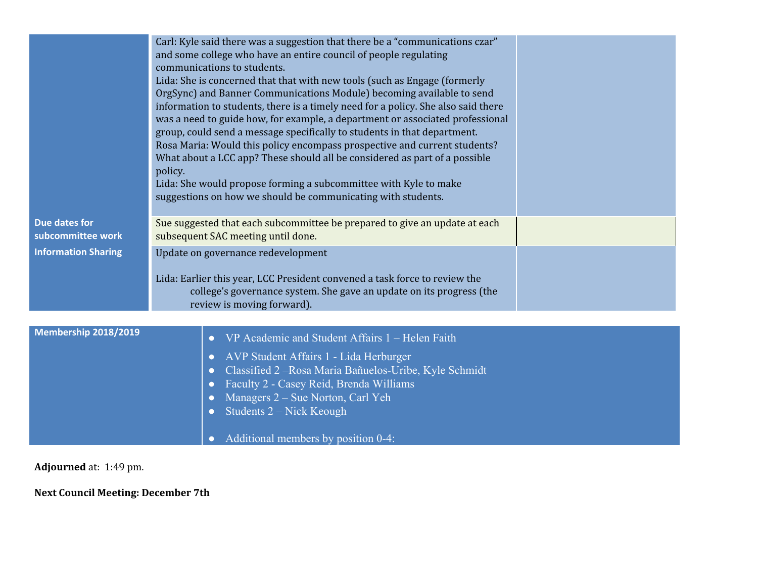| | | |
|---|---|---|
| | Carl: Kyle said there was a suggestion that there be a "communications czar" and some college who have an entire council of people regulating communications to students.<br>Lida: She is concerned that that with new tools (such as Engage (formerly OrgSync) and Banner Communications Module) becoming available to send information to students, there is a timely need for a policy. She also said there was a need to guide how, for example, a department or associated professional group, could send a message specifically to students in that department.<br>Rosa Maria: Would this policy encompass prospective and current students? What about a LCC app? These should all be considered as part of a possible policy.<br>Lida: She would propose forming a subcommittee with Kyle to make suggestions on how we should be communicating with students. | |
| **Due dates for subcommittee work** | Sue suggested that each subcommittee be prepared to give an update at each subsequent SAC meeting until done. | |
| **Information Sharing** | Update on governance redevelopment<br><br>Lida: Earlier this year, LCC President convened a task force to review the college's governance system. She gave an update on its progress (the review is moving forward). | |

| | |
|---|---|
| **Membership 2018/2019** | • VP Academic and Student Affairs 1 – Helen Faith<br>• AVP Student Affairs 1 - Lida Herburger<br>• Classified 2 –Rosa Maria Bañuelos-Uribe, Kyle Schmidt<br>• Faculty 2 - Casey Reid, Brenda Williams<br>• Managers 2 – Sue Norton, Carl Yeh<br>• Students 2 – Nick Keough<br><br>• Additional members by position 0-4: |

**Adjourned** at: 1:49 pm.

**Next Council Meeting: December 7th**